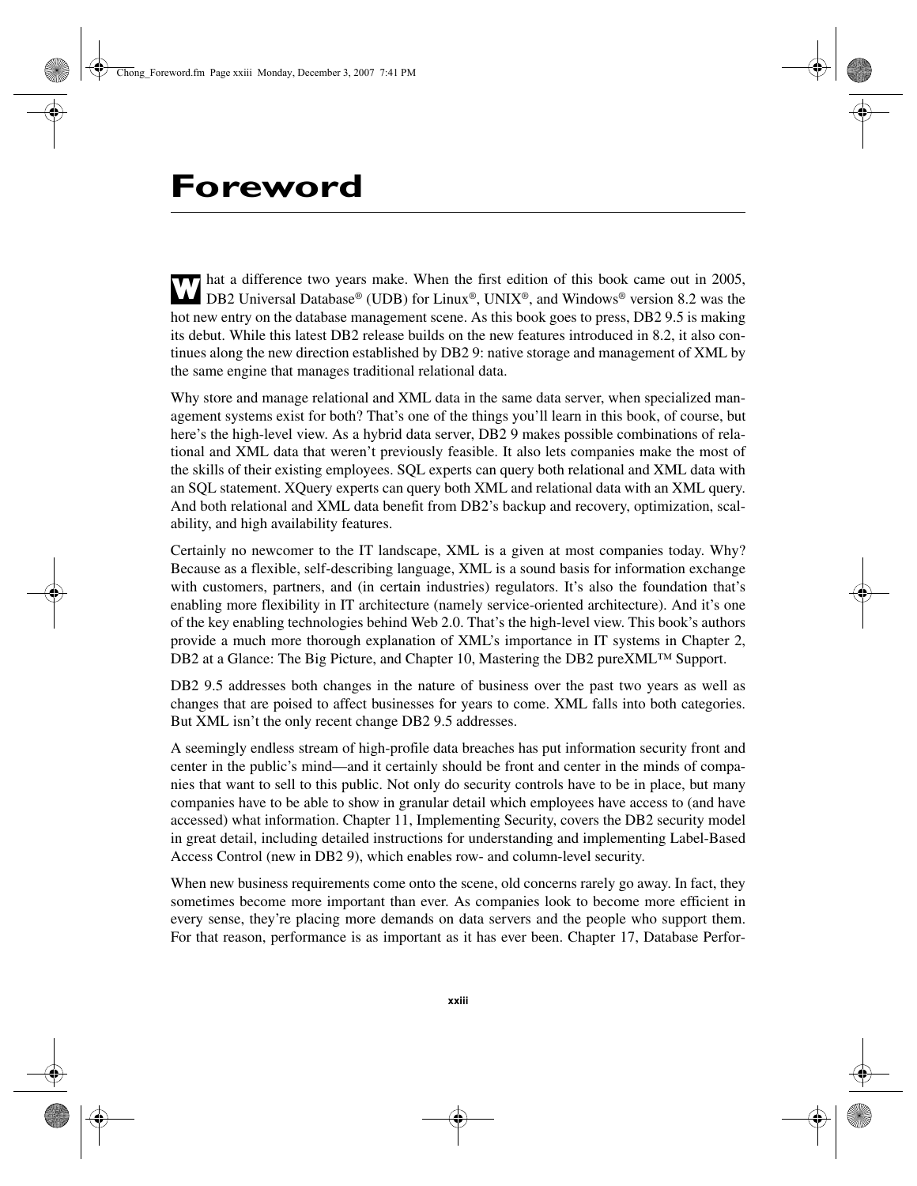# Foreword

What a difference two years make. When the first edition of this book came out in 2005, DB2 Universal Database® (UDB) for Linux®, UNIX®, and Windows® version 8.2 was the hot new entry on the database management scene. As this book goes to press, DB2 9.5 is making its debut. While this latest DB2 release builds on the new features introduced in 8.2, it also continues along the new direction established by DB2 9: native storage and management of XML by the same engine that manages traditional relational data.

Why store and manage relational and XML data in the same data server, when specialized management systems exist for both? That's one of the things you'll learn in this book, of course, but here's the high-level view. As a hybrid data server, DB2 9 makes possible combinations of relational and XML data that weren't previously feasible. It also lets companies make the most of the skills of their existing employees. SQL experts can query both relational and XML data with an SQL statement. XQuery experts can query both XML and relational data with an XML query. And both relational and XML data benefit from DB2's backup and recovery, optimization, scalability, and high availability features.

Certainly no newcomer to the IT landscape, XML is a given at most companies today. Why? Because as a flexible, self-describing language, XML is a sound basis for information exchange with customers, partners, and (in certain industries) regulators. It's also the foundation that's enabling more flexibility in IT architecture (namely service-oriented architecture). And it's one of the key enabling technologies behind Web 2.0. That's the high-level view. This book's authors provide a much more thorough explanation of XML's importance in IT systems in Chapter 2, DB2 at a Glance: The Big Picture, and Chapter 10, Mastering the DB2 pureXML™ Support.

DB2 9.5 addresses both changes in the nature of business over the past two years as well as changes that are poised to affect businesses for years to come. XML falls into both categories. But XML isn't the only recent change DB2 9.5 addresses.

A seemingly endless stream of high-profile data breaches has put information security front and center in the public's mind—and it certainly should be front and center in the minds of companies that want to sell to this public. Not only do security controls have to be in place, but many companies have to be able to show in granular detail which employees have access to (and have accessed) what information. Chapter 11, Implementing Security, covers the DB2 security model in great detail, including detailed instructions for understanding and implementing Label-Based Access Control (new in DB2 9), which enables row- and column-level security.

When new business requirements come onto the scene, old concerns rarely go away. In fact, they sometimes become more important than ever. As companies look to become more efficient in every sense, they're placing more demands on data servers and the people who support them. For that reason, performance is as important as it has ever been. Chapter 17, Database Perfor-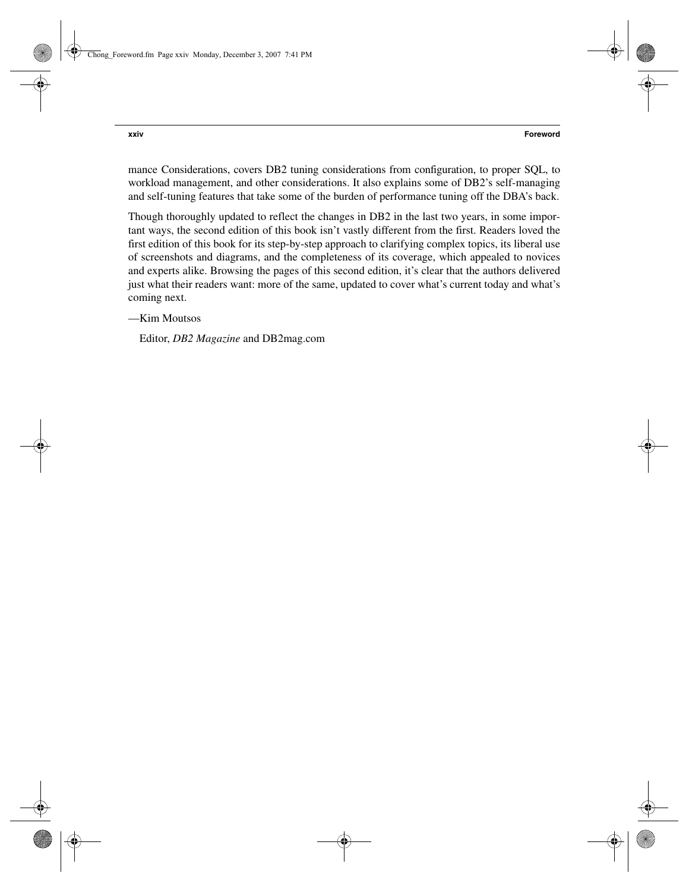mance Considerations, covers DB2 tuning considerations from configuration, to proper SQL, to workload management, and other considerations. It also explains some of DB2's self-managing and self-tuning features that take some of the burden of performance tuning off the DBA's back.

Though thoroughly updated to reflect the changes in DB2 in the last two years, in some important ways, the second edition of this book isn't vastly different from the first. Readers loved the first edition of this book for its step-by-step approach to clarifying complex topics, its liberal use of screenshots and diagrams, and the completeness of its coverage, which appealed to novices and experts alike. Browsing the pages of this second edition, it's clear that the authors delivered just what their readers want: more of the same, updated to cover what's current today and what's coming next.

—Kim Moutsos

Editor, *DB2 Magazine* and DB2mag.com